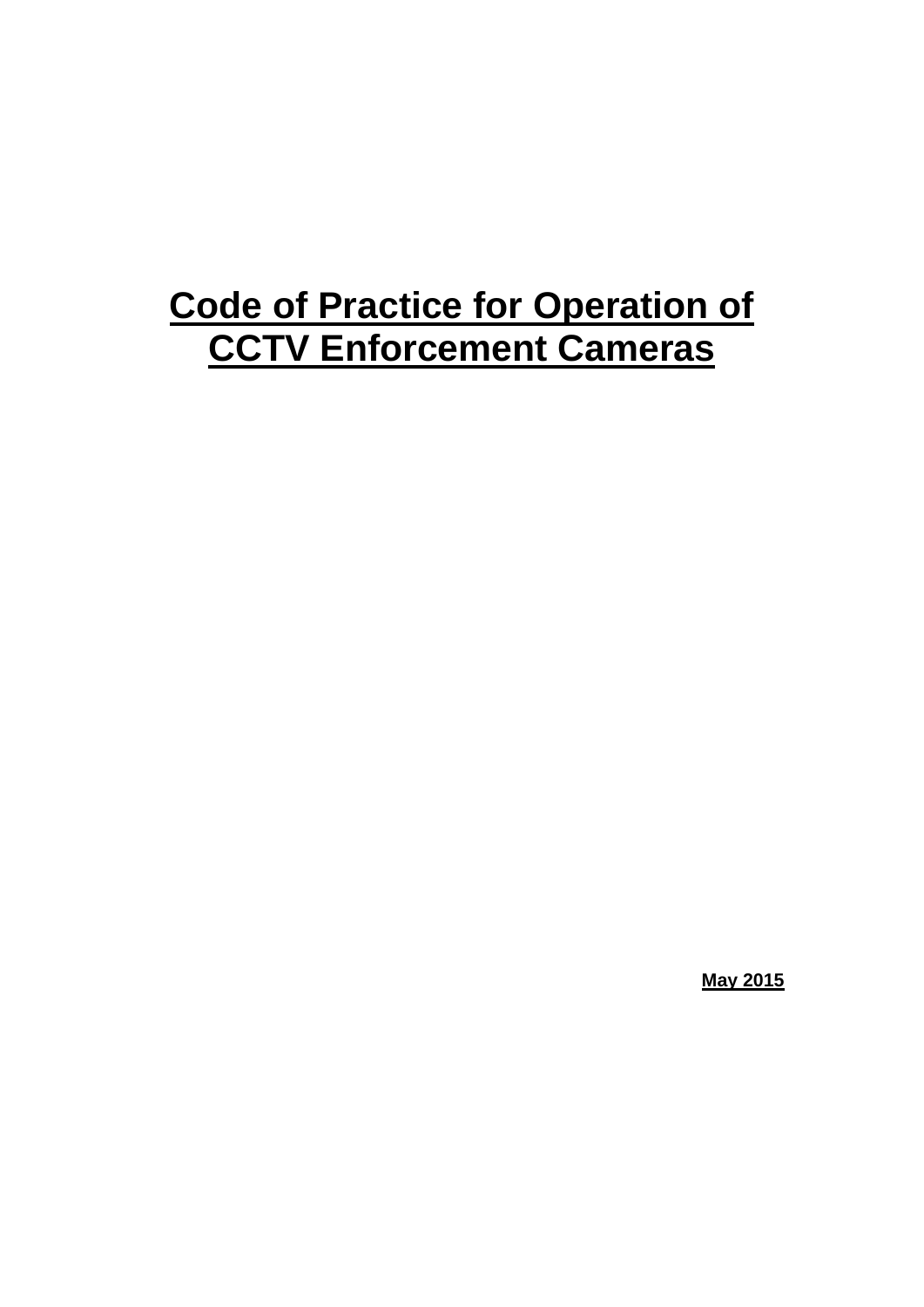# Code of Practice for Operation of CCTV Enforcement Cameras

**May 2015**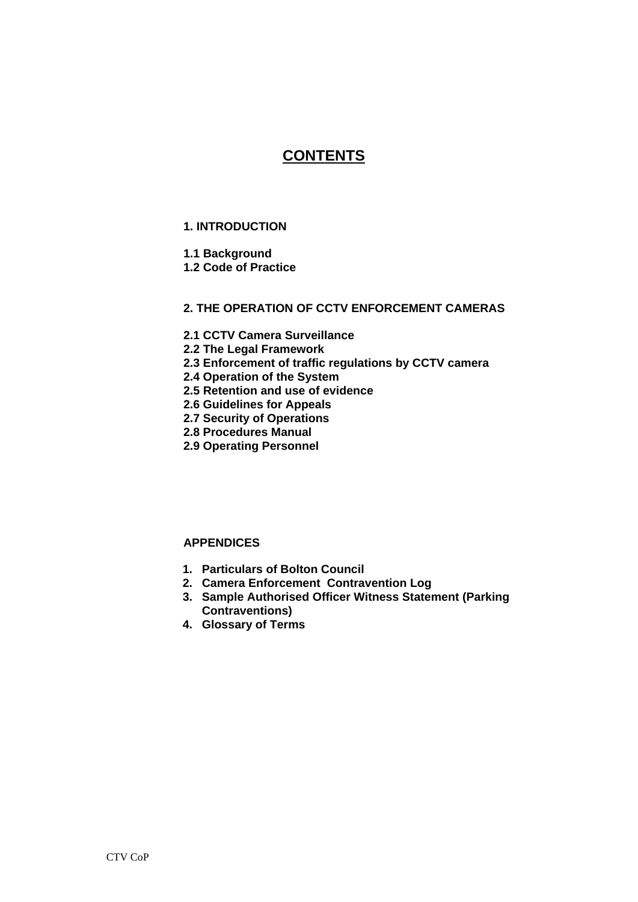# CONTENTS

**1. INTRODUCTION**

**1.1 Background**
**1.2 Code of Practice**

**2. THE OPERATION OF CCTV ENFORCEMENT CAMERAS**

**2.1 CCTV Camera Surveillance**
**2.2 The Legal Framework**
**2.3 Enforcement of traffic regulations by CCTV camera**
**2.4 Operation of the System**
**2.5 Retention and use of evidence**
**2.6 Guidelines for Appeals**
**2.7 Security of Operations**
**2.8 Procedures Manual**
**2.9 Operating Personnel**

**APPENDICES**

1. **Particulars of Bolton Council**
2. **Camera Enforcement Contravention Log**
3. **Sample Authorised Officer Witness Statement (Parking Contraventions)**
4. **Glossary of Terms**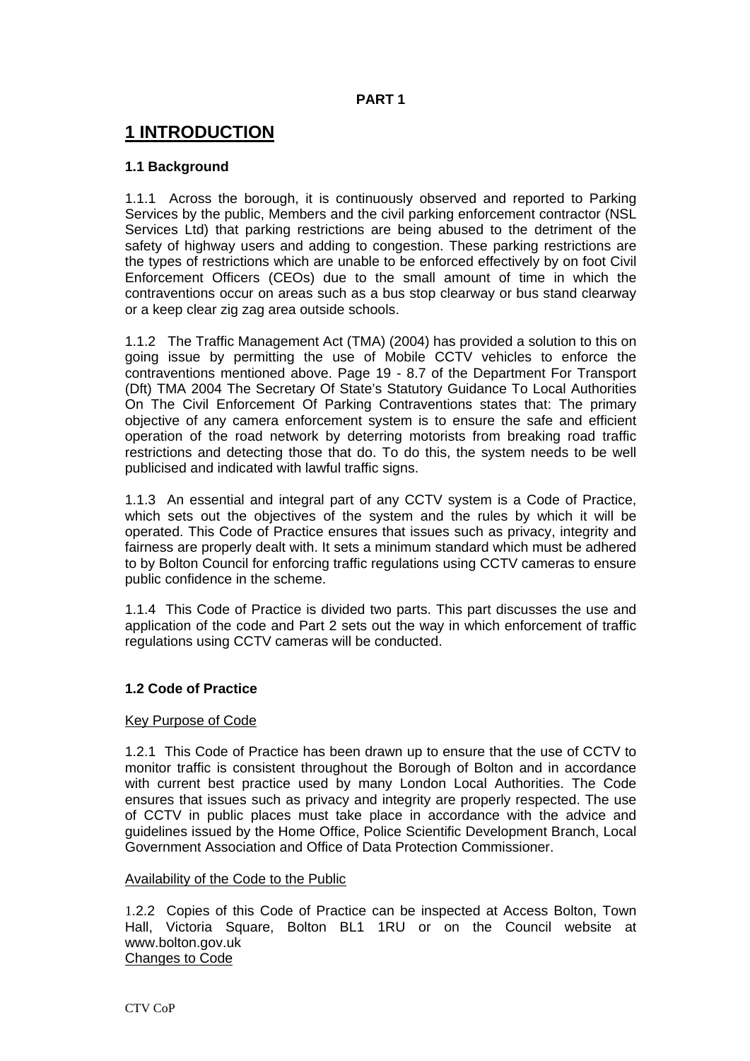**PART 1**

# 1 INTRODUCTION

### 1.1 Background

1.1.1 Across the borough, it is continuously observed and reported to Parking Services by the public, Members and the civil parking enforcement contractor (NSL Services Ltd) that parking restrictions are being abused to the detriment of the safety of highway users and adding to congestion. These parking restrictions are the types of restrictions which are unable to be enforced effectively by on foot Civil Enforcement Officers (CEOs) due to the small amount of time in which the contraventions occur on areas such as a bus stop clearway or bus stand clearway or a keep clear zig zag area outside schools.

1.1.2 The Traffic Management Act (TMA) (2004) has provided a solution to this on going issue by permitting the use of Mobile CCTV vehicles to enforce the contraventions mentioned above. Page 19 - 8.7 of the Department For Transport (Dft) TMA 2004 The Secretary Of State's Statutory Guidance To Local Authorities On The Civil Enforcement Of Parking Contraventions states that: The primary objective of any camera enforcement system is to ensure the safe and efficient operation of the road network by deterring motorists from breaking road traffic restrictions and detecting those that do. To do this, the system needs to be well publicised and indicated with lawful traffic signs.

1.1.3 An essential and integral part of any CCTV system is a Code of Practice, which sets out the objectives of the system and the rules by which it will be operated. This Code of Practice ensures that issues such as privacy, integrity and fairness are properly dealt with. It sets a minimum standard which must be adhered to by Bolton Council for enforcing traffic regulations using CCTV cameras to ensure public confidence in the scheme.

1.1.4 This Code of Practice is divided two parts. This part discusses the use and application of the code and Part 2 sets out the way in which enforcement of traffic regulations using CCTV cameras will be conducted.

### 1.2 Code of Practice

Key Purpose of Code

1.2.1 This Code of Practice has been drawn up to ensure that the use of CCTV to monitor traffic is consistent throughout the Borough of Bolton and in accordance with current best practice used by many London Local Authorities. The Code ensures that issues such as privacy and integrity are properly respected. The use of CCTV in public places must take place in accordance with the advice and guidelines issued by the Home Office, Police Scientific Development Branch, Local Government Association and Office of Data Protection Commissioner.

Availability of the Code to the Public

1.2.2 Copies of this Code of Practice can be inspected at Access Bolton, Town Hall, Victoria Square, Bolton BL1 1RU or on the Council website at www.bolton.gov.uk

Changes to Code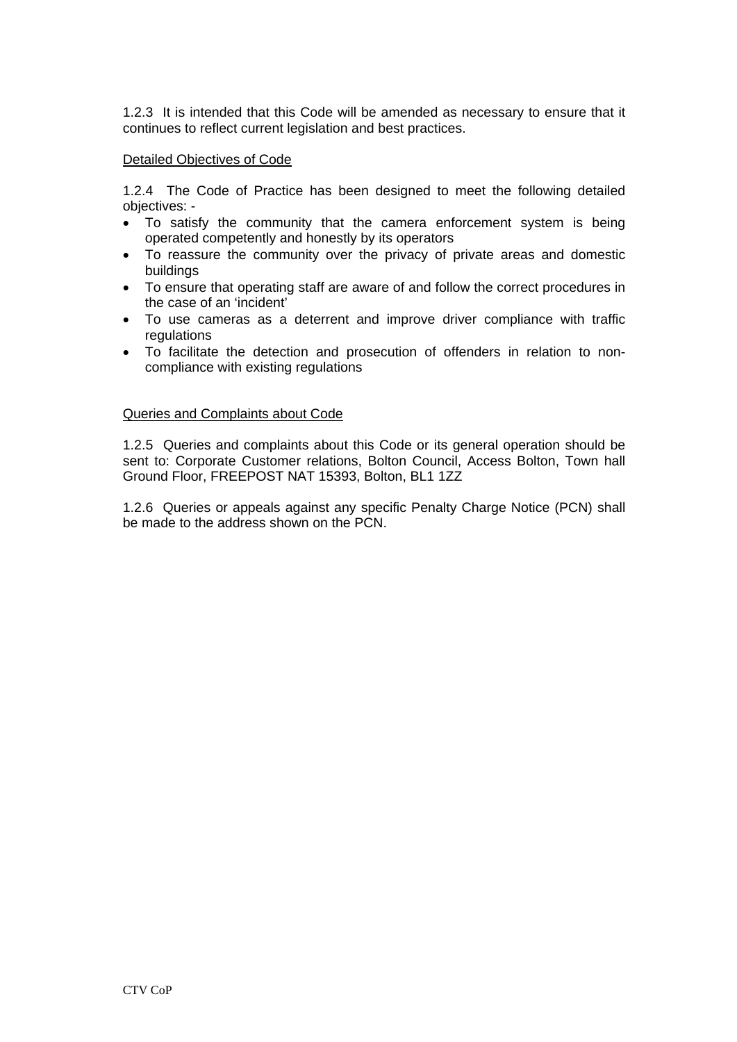1.2.3 It is intended that this Code will be amended as necessary to ensure that it continues to reflect current legislation and best practices.

<u>Detailed Objectives of Code</u>

1.2.4 The Code of Practice has been designed to meet the following detailed objectives: -

- To satisfy the community that the camera enforcement system is being operated competently and honestly by its operators
- To reassure the community over the privacy of private areas and domestic buildings
- To ensure that operating staff are aware of and follow the correct procedures in the case of an 'incident'
- To use cameras as a deterrent and improve driver compliance with traffic regulations
- To facilitate the detection and prosecution of offenders in relation to non-compliance with existing regulations

<u>Queries and Complaints about Code</u>

1.2.5 Queries and complaints about this Code or its general operation should be sent to: Corporate Customer relations, Bolton Council, Access Bolton, Town hall Ground Floor, FREEPOST NAT 15393, Bolton, BL1 1ZZ

1.2.6 Queries or appeals against any specific Penalty Charge Notice (PCN) shall be made to the address shown on the PCN.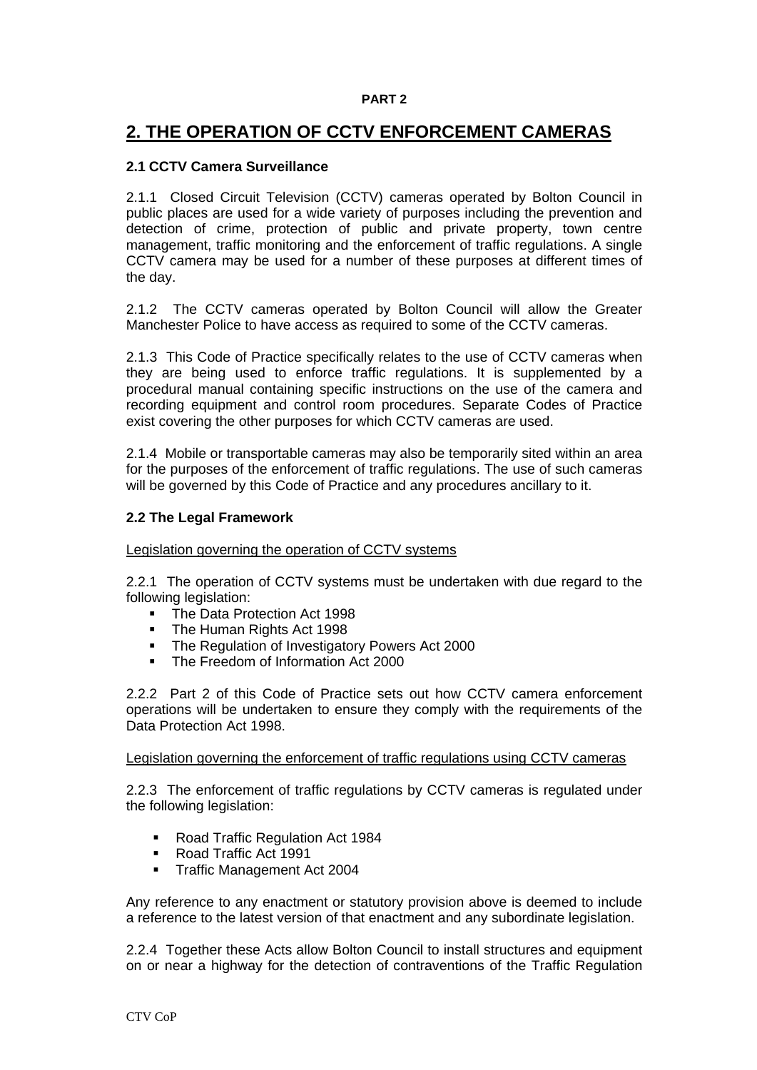**PART 2**

## 2. THE OPERATION OF CCTV ENFORCEMENT CAMERAS

### 2.1 CCTV Camera Surveillance

2.1.1 Closed Circuit Television (CCTV) cameras operated by Bolton Council in public places are used for a wide variety of purposes including the prevention and detection of crime, protection of public and private property, town centre management, traffic monitoring and the enforcement of traffic regulations. A single CCTV camera may be used for a number of these purposes at different times of the day.

2.1.2 The CCTV cameras operated by Bolton Council will allow the Greater Manchester Police to have access as required to some of the CCTV cameras.

2.1.3 This Code of Practice specifically relates to the use of CCTV cameras when they are being used to enforce traffic regulations. It is supplemented by a procedural manual containing specific instructions on the use of the camera and recording equipment and control room procedures. Separate Codes of Practice exist covering the other purposes for which CCTV cameras are used.

2.1.4 Mobile or transportable cameras may also be temporarily sited within an area for the purposes of the enforcement of traffic regulations. The use of such cameras will be governed by this Code of Practice and any procedures ancillary to it.

### 2.2 The Legal Framework

Legislation governing the operation of CCTV systems

2.2.1 The operation of CCTV systems must be undertaken with due regard to the following legislation:

- The Data Protection Act 1998
- The Human Rights Act 1998
- The Regulation of Investigatory Powers Act 2000
- The Freedom of Information Act 2000

2.2.2 Part 2 of this Code of Practice sets out how CCTV camera enforcement operations will be undertaken to ensure they comply with the requirements of the Data Protection Act 1998.

Legislation governing the enforcement of traffic regulations using CCTV cameras

2.2.3 The enforcement of traffic regulations by CCTV cameras is regulated under the following legislation:

- Road Traffic Regulation Act 1984
- Road Traffic Act 1991
- Traffic Management Act 2004

Any reference to any enactment or statutory provision above is deemed to include a reference to the latest version of that enactment and any subordinate legislation.

2.2.4 Together these Acts allow Bolton Council to install structures and equipment on or near a highway for the detection of contraventions of the Traffic Regulation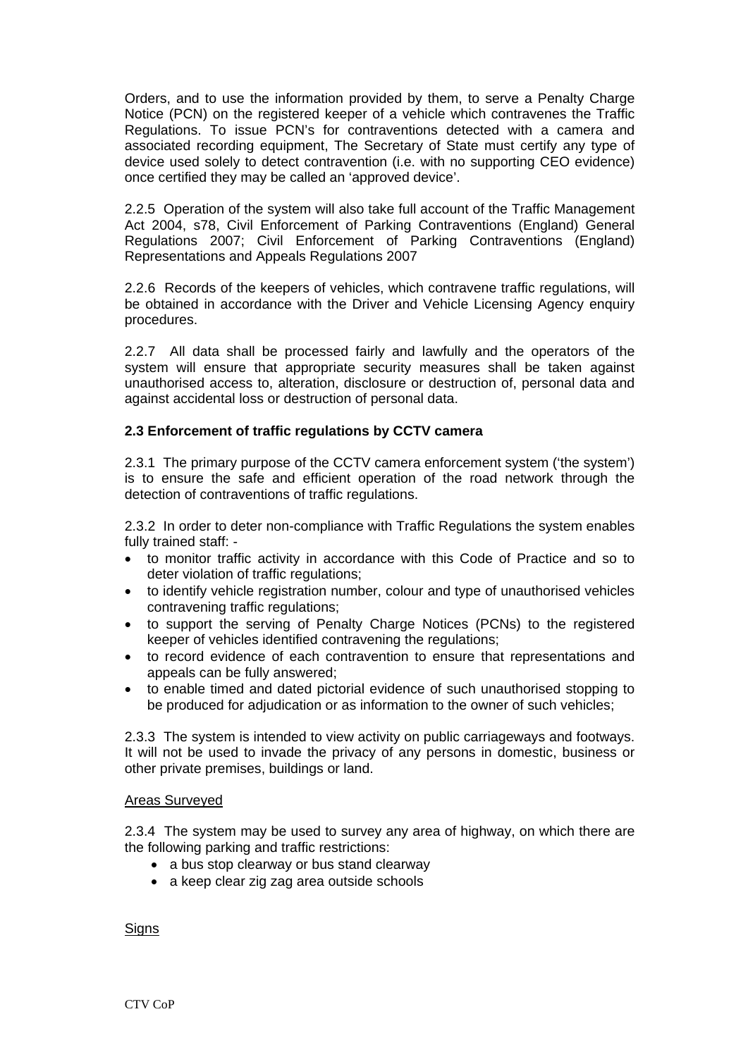Orders, and to use the information provided by them, to serve a Penalty Charge Notice (PCN) on the registered keeper of a vehicle which contravenes the Traffic Regulations. To issue PCN's for contraventions detected with a camera and associated recording equipment, The Secretary of State must certify any type of device used solely to detect contravention (i.e. with no supporting CEO evidence) once certified they may be called an 'approved device'.

2.2.5 Operation of the system will also take full account of the Traffic Management Act 2004, s78, Civil Enforcement of Parking Contraventions (England) General Regulations 2007; Civil Enforcement of Parking Contraventions (England) Representations and Appeals Regulations 2007

2.2.6 Records of the keepers of vehicles, which contravene traffic regulations, will be obtained in accordance with the Driver and Vehicle Licensing Agency enquiry procedures.

2.2.7 All data shall be processed fairly and lawfully and the operators of the system will ensure that appropriate security measures shall be taken against unauthorised access to, alteration, disclosure or destruction of, personal data and against accidental loss or destruction of personal data.

**2.3 Enforcement of traffic regulations by CCTV camera**

2.3.1 The primary purpose of the CCTV camera enforcement system ('the system') is to ensure the safe and efficient operation of the road network through the detection of contraventions of traffic regulations.

2.3.2 In order to deter non-compliance with Traffic Regulations the system enables fully trained staff: -

- to monitor traffic activity in accordance with this Code of Practice and so to deter violation of traffic regulations;
- to identify vehicle registration number, colour and type of unauthorised vehicles contravening traffic regulations;
- to support the serving of Penalty Charge Notices (PCNs) to the registered keeper of vehicles identified contravening the regulations;
- to record evidence of each contravention to ensure that representations and appeals can be fully answered;
- to enable timed and dated pictorial evidence of such unauthorised stopping to be produced for adjudication or as information to the owner of such vehicles;

2.3.3 The system is intended to view activity on public carriageways and footways. It will not be used to invade the privacy of any persons in domestic, business or other private premises, buildings or land.

Areas Surveyed

2.3.4 The system may be used to survey any area of highway, on which there are the following parking and traffic restrictions:

- a bus stop clearway or bus stand clearway
- a keep clear zig zag area outside schools

Signs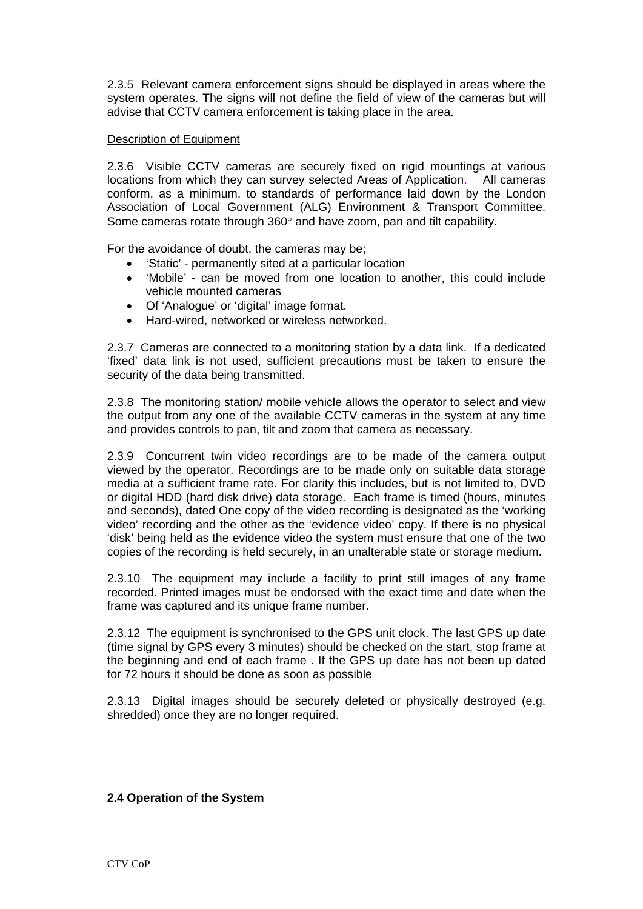2.3.5 Relevant camera enforcement signs should be displayed in areas where the system operates. The signs will not define the field of view of the cameras but will advise that CCTV camera enforcement is taking place in the area.

Description of Equipment

2.3.6 Visible CCTV cameras are securely fixed on rigid mountings at various locations from which they can survey selected Areas of Application. All cameras conform, as a minimum, to standards of performance laid down by the London Association of Local Government (ALG) Environment & Transport Committee. Some cameras rotate through 360° and have zoom, pan and tilt capability.

For the avoidance of doubt, the cameras may be;

- 'Static' - permanently sited at a particular location
- 'Mobile' - can be moved from one location to another, this could include vehicle mounted cameras
- Of 'Analogue' or 'digital' image format.
- Hard-wired, networked or wireless networked.

2.3.7 Cameras are connected to a monitoring station by a data link. If a dedicated 'fixed' data link is not used, sufficient precautions must be taken to ensure the security of the data being transmitted.

2.3.8 The monitoring station/ mobile vehicle allows the operator to select and view the output from any one of the available CCTV cameras in the system at any time and provides controls to pan, tilt and zoom that camera as necessary.

2.3.9 Concurrent twin video recordings are to be made of the camera output viewed by the operator. Recordings are to be made only on suitable data storage media at a sufficient frame rate. For clarity this includes, but is not limited to, DVD or digital HDD (hard disk drive) data storage. Each frame is timed (hours, minutes and seconds), dated One copy of the video recording is designated as the 'working video' recording and the other as the 'evidence video' copy. If there is no physical 'disk' being held as the evidence video the system must ensure that one of the two copies of the recording is held securely, in an unalterable state or storage medium.

2.3.10 The equipment may include a facility to print still images of any frame recorded. Printed images must be endorsed with the exact time and date when the frame was captured and its unique frame number.

2.3.12 The equipment is synchronised to the GPS unit clock. The last GPS up date (time signal by GPS every 3 minutes) should be checked on the start, stop frame at the beginning and end of each frame . If the GPS up date has not been up dated for 72 hours it should be done as soon as possible

2.3.13 Digital images should be securely deleted or physically destroyed (e.g. shredded) once they are no longer required.

**2.4 Operation of the System**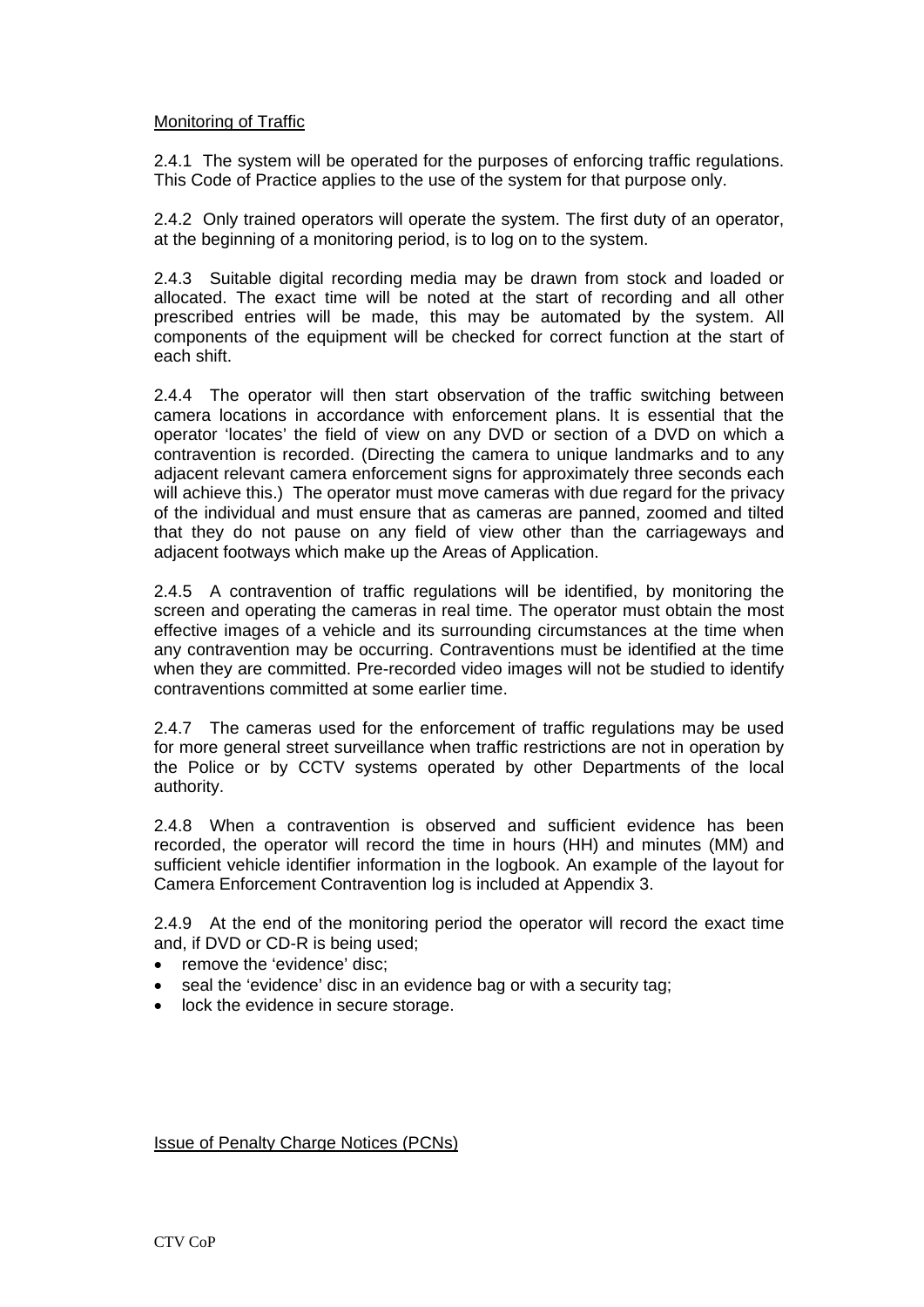Monitoring of Traffic

2.4.1 The system will be operated for the purposes of enforcing traffic regulations. This Code of Practice applies to the use of the system for that purpose only.

2.4.2 Only trained operators will operate the system. The first duty of an operator, at the beginning of a monitoring period, is to log on to the system.

2.4.3 Suitable digital recording media may be drawn from stock and loaded or allocated. The exact time will be noted at the start of recording and all other prescribed entries will be made, this may be automated by the system. All components of the equipment will be checked for correct function at the start of each shift.

2.4.4 The operator will then start observation of the traffic switching between camera locations in accordance with enforcement plans. It is essential that the operator 'locates' the field of view on any DVD or section of a DVD on which a contravention is recorded. (Directing the camera to unique landmarks and to any adjacent relevant camera enforcement signs for approximately three seconds each will achieve this.) The operator must move cameras with due regard for the privacy of the individual and must ensure that as cameras are panned, zoomed and tilted that they do not pause on any field of view other than the carriageways and adjacent footways which make up the Areas of Application.

2.4.5 A contravention of traffic regulations will be identified, by monitoring the screen and operating the cameras in real time. The operator must obtain the most effective images of a vehicle and its surrounding circumstances at the time when any contravention may be occurring. Contraventions must be identified at the time when they are committed. Pre-recorded video images will not be studied to identify contraventions committed at some earlier time.

2.4.7 The cameras used for the enforcement of traffic regulations may be used for more general street surveillance when traffic restrictions are not in operation by the Police or by CCTV systems operated by other Departments of the local authority.

2.4.8 When a contravention is observed and sufficient evidence has been recorded, the operator will record the time in hours (HH) and minutes (MM) and sufficient vehicle identifier information in the logbook. An example of the layout for Camera Enforcement Contravention log is included at Appendix 3.

2.4.9 At the end of the monitoring period the operator will record the exact time and, if DVD or CD-R is being used;

- remove the 'evidence' disc;
- seal the 'evidence' disc in an evidence bag or with a security tag;
- lock the evidence in secure storage.

Issue of Penalty Charge Notices (PCNs)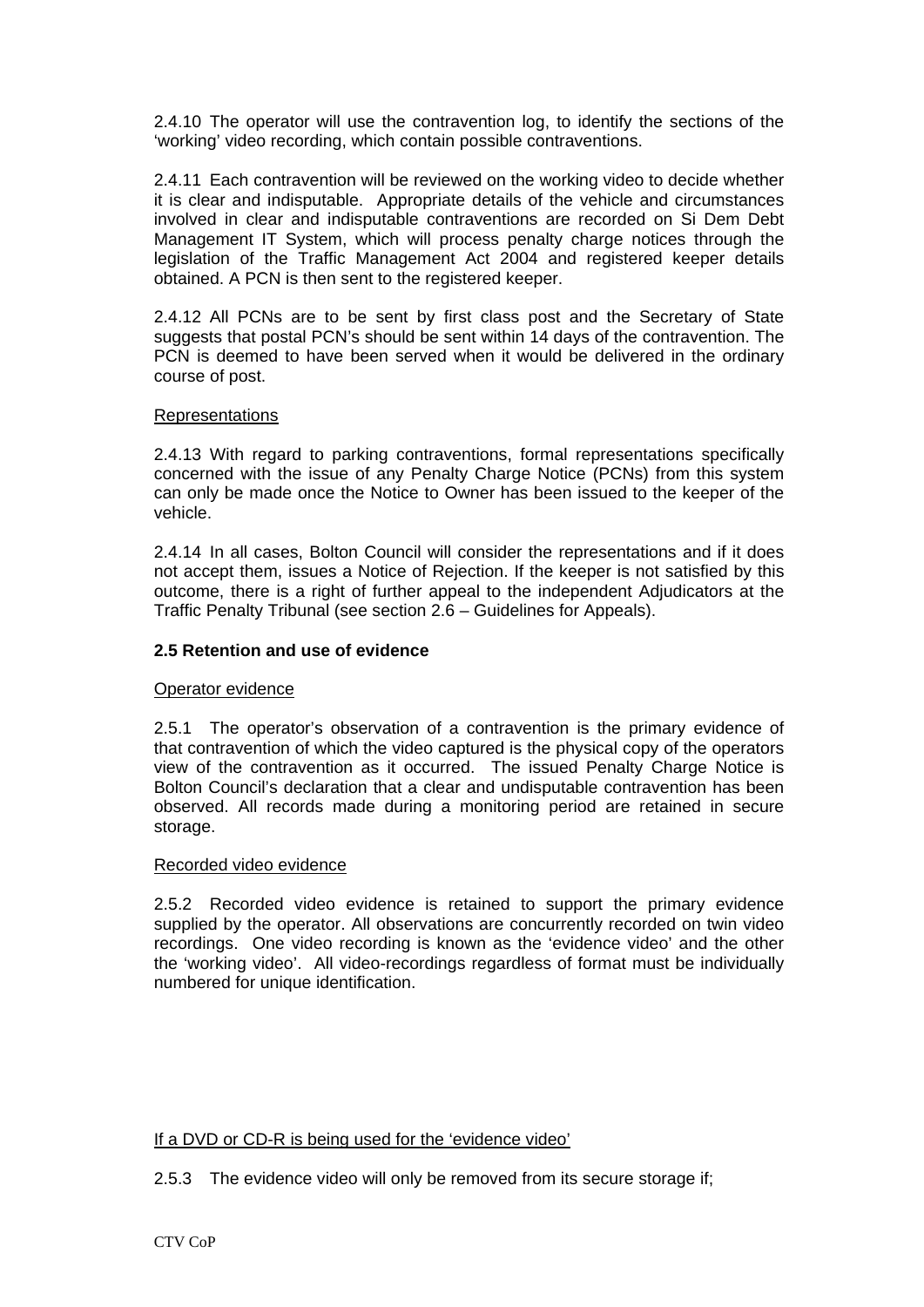2.4.10 The operator will use the contravention log, to identify the sections of the 'working' video recording, which contain possible contraventions.

2.4.11 Each contravention will be reviewed on the working video to decide whether it is clear and indisputable. Appropriate details of the vehicle and circumstances involved in clear and indisputable contraventions are recorded on Si Dem Debt Management IT System, which will process penalty charge notices through the legislation of the Traffic Management Act 2004 and registered keeper details obtained. A PCN is then sent to the registered keeper.

2.4.12 All PCNs are to be sent by first class post and the Secretary of State suggests that postal PCN's should be sent within 14 days of the contravention. The PCN is deemed to have been served when it would be delivered in the ordinary course of post.

<u>Representations</u>

2.4.13 With regard to parking contraventions, formal representations specifically concerned with the issue of any Penalty Charge Notice (PCNs) from this system can only be made once the Notice to Owner has been issued to the keeper of the vehicle.

2.4.14 In all cases, Bolton Council will consider the representations and if it does not accept them, issues a Notice of Rejection. If the keeper is not satisfied by this outcome, there is a right of further appeal to the independent Adjudicators at the Traffic Penalty Tribunal (see section 2.6 – Guidelines for Appeals).

**2.5 Retention and use of evidence**

<u>Operator evidence</u>

2.5.1 The operator's observation of a contravention is the primary evidence of that contravention of which the video captured is the physical copy of the operators view of the contravention as it occurred. The issued Penalty Charge Notice is Bolton Council's declaration that a clear and undisputable contravention has been observed. All records made during a monitoring period are retained in secure storage.

<u>Recorded video evidence</u>

2.5.2 Recorded video evidence is retained to support the primary evidence supplied by the operator. All observations are concurrently recorded on twin video recordings. One video recording is known as the 'evidence video' and the other the 'working video'. All video-recordings regardless of format must be individually numbered for unique identification.

<u>If a DVD or CD-R is being used for the 'evidence video'</u>

2.5.3 The evidence video will only be removed from its secure storage if;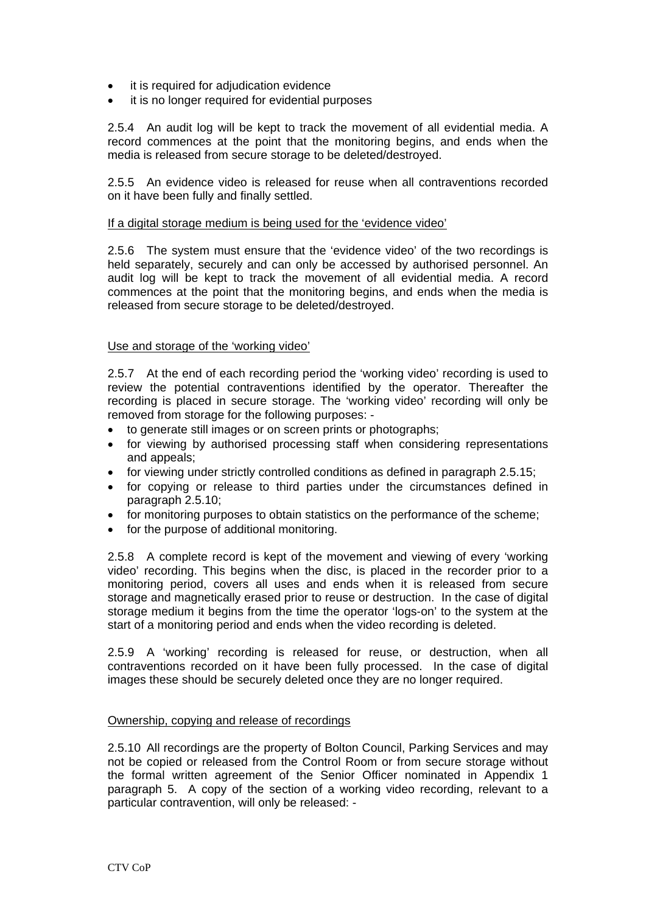- it is required for adjudication evidence
- it is no longer required for evidential purposes

2.5.4 An audit log will be kept to track the movement of all evidential media. A record commences at the point that the monitoring begins, and ends when the media is released from secure storage to be deleted/destroyed.

2.5.5 An evidence video is released for reuse when all contraventions recorded on it have been fully and finally settled.

If a digital storage medium is being used for the 'evidence video'

2.5.6 The system must ensure that the 'evidence video' of the two recordings is held separately, securely and can only be accessed by authorised personnel. An audit log will be kept to track the movement of all evidential media. A record commences at the point that the monitoring begins, and ends when the media is released from secure storage to be deleted/destroyed.

Use and storage of the 'working video'

2.5.7 At the end of each recording period the 'working video' recording is used to review the potential contraventions identified by the operator. Thereafter the recording is placed in secure storage. The 'working video' recording will only be removed from storage for the following purposes: -

- to generate still images or on screen prints or photographs;
- for viewing by authorised processing staff when considering representations and appeals;
- for viewing under strictly controlled conditions as defined in paragraph 2.5.15;
- for copying or release to third parties under the circumstances defined in paragraph 2.5.10;
- for monitoring purposes to obtain statistics on the performance of the scheme;
- for the purpose of additional monitoring.

2.5.8 A complete record is kept of the movement and viewing of every 'working video' recording. This begins when the disc, is placed in the recorder prior to a monitoring period, covers all uses and ends when it is released from secure storage and magnetically erased prior to reuse or destruction. In the case of digital storage medium it begins from the time the operator 'logs-on' to the system at the start of a monitoring period and ends when the video recording is deleted.

2.5.9 A 'working' recording is released for reuse, or destruction, when all contraventions recorded on it have been fully processed. In the case of digital images these should be securely deleted once they are no longer required.

Ownership, copying and release of recordings

2.5.10 All recordings are the property of Bolton Council, Parking Services and may not be copied or released from the Control Room or from secure storage without the formal written agreement of the Senior Officer nominated in Appendix 1 paragraph 5. A copy of the section of a working video recording, relevant to a particular contravention, will only be released: -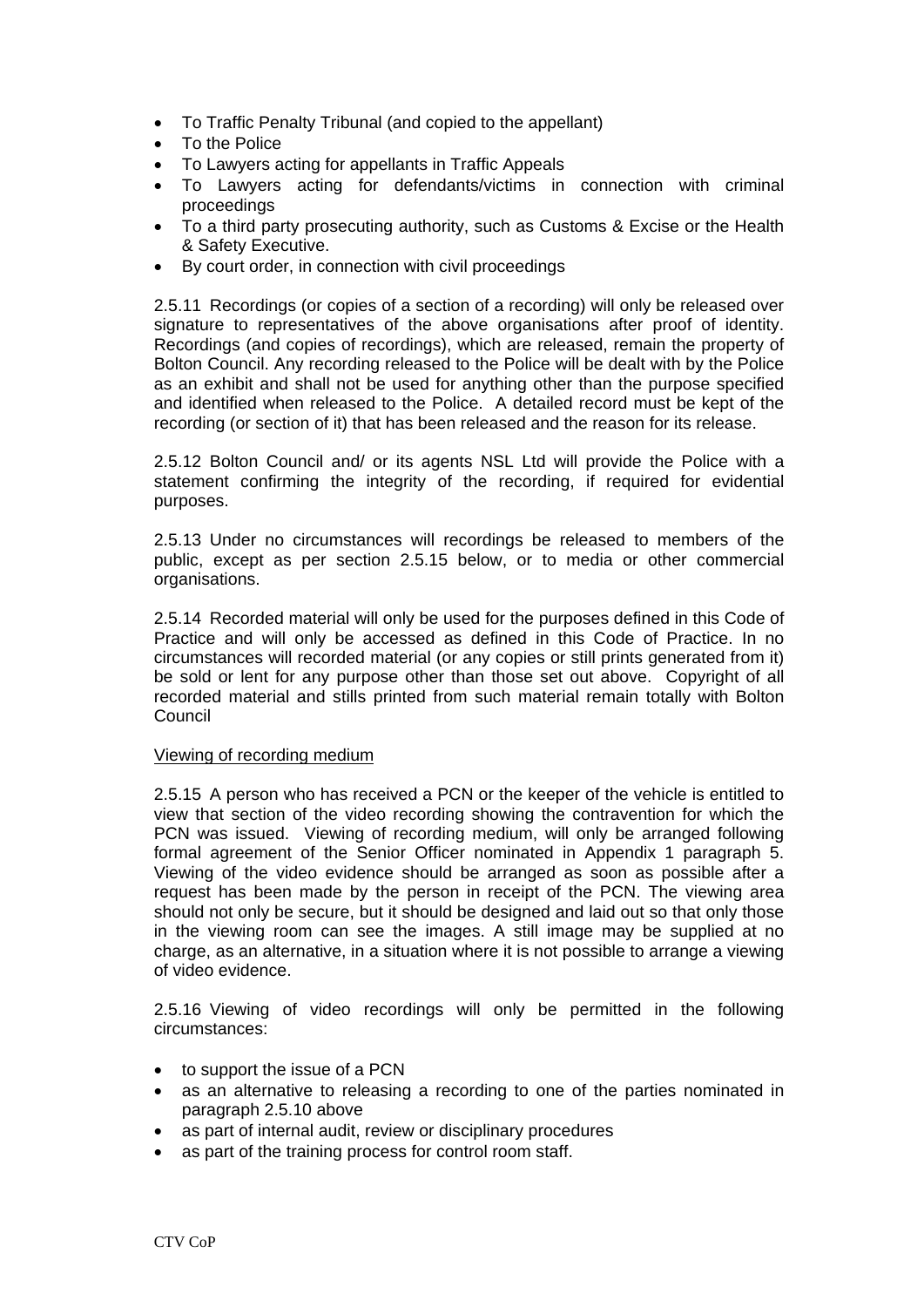- To Traffic Penalty Tribunal (and copied to the appellant)
- To the Police
- To Lawyers acting for appellants in Traffic Appeals
- To Lawyers acting for defendants/victims in connection with criminal proceedings
- To a third party prosecuting authority, such as Customs & Excise or the Health & Safety Executive.
- By court order, in connection with civil proceedings

2.5.11 Recordings (or copies of a section of a recording) will only be released over signature to representatives of the above organisations after proof of identity. Recordings (and copies of recordings), which are released, remain the property of Bolton Council. Any recording released to the Police will be dealt with by the Police as an exhibit and shall not be used for anything other than the purpose specified and identified when released to the Police. A detailed record must be kept of the recording (or section of it) that has been released and the reason for its release.

2.5.12 Bolton Council and/ or its agents NSL Ltd will provide the Police with a statement confirming the integrity of the recording, if required for evidential purposes.

2.5.13 Under no circumstances will recordings be released to members of the public, except as per section 2.5.15 below, or to media or other commercial organisations.

2.5.14 Recorded material will only be used for the purposes defined in this Code of Practice and will only be accessed as defined in this Code of Practice. In no circumstances will recorded material (or any copies or still prints generated from it) be sold or lent for any purpose other than those set out above. Copyright of all recorded material and stills printed from such material remain totally with Bolton Council

<u>Viewing of recording medium</u>

2.5.15 A person who has received a PCN or the keeper of the vehicle is entitled to view that section of the video recording showing the contravention for which the PCN was issued. Viewing of recording medium, will only be arranged following formal agreement of the Senior Officer nominated in Appendix 1 paragraph 5. Viewing of the video evidence should be arranged as soon as possible after a request has been made by the person in receipt of the PCN. The viewing area should not only be secure, but it should be designed and laid out so that only those in the viewing room can see the images. A still image may be supplied at no charge, as an alternative, in a situation where it is not possible to arrange a viewing of video evidence.

2.5.16 Viewing of video recordings will only be permitted in the following circumstances:

- to support the issue of a PCN
- as an alternative to releasing a recording to one of the parties nominated in paragraph 2.5.10 above
- as part of internal audit, review or disciplinary procedures
- as part of the training process for control room staff.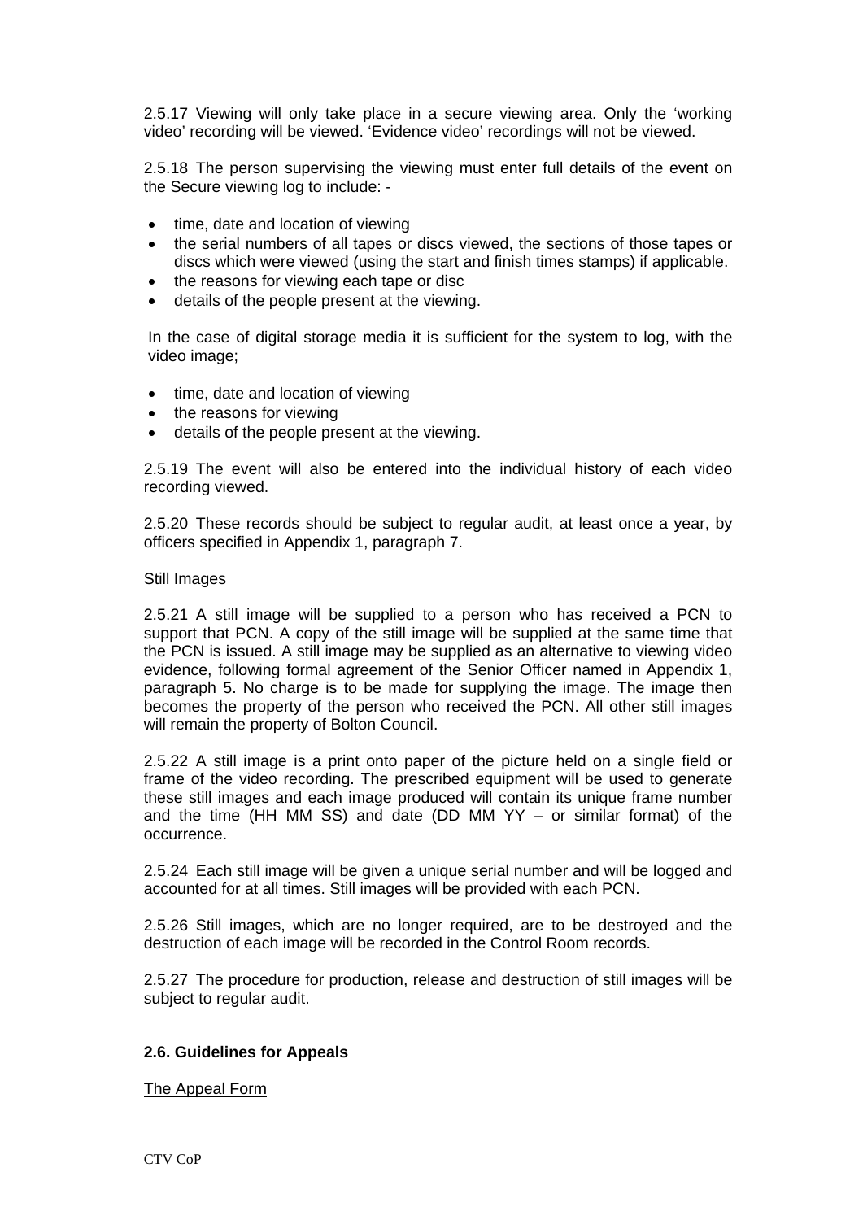2.5.17 Viewing will only take place in a secure viewing area. Only the 'working video' recording will be viewed. 'Evidence video' recordings will not be viewed.

2.5.18 The person supervising the viewing must enter full details of the event on the Secure viewing log to include: -

- time, date and location of viewing
- the serial numbers of all tapes or discs viewed, the sections of those tapes or discs which were viewed (using the start and finish times stamps) if applicable.
- the reasons for viewing each tape or disc
- details of the people present at the viewing.

In the case of digital storage media it is sufficient for the system to log, with the video image;

- time, date and location of viewing
- the reasons for viewing
- details of the people present at the viewing.

2.5.19 The event will also be entered into the individual history of each video recording viewed.

2.5.20 These records should be subject to regular audit, at least once a year, by officers specified in Appendix 1, paragraph 7.

Still Images

2.5.21 A still image will be supplied to a person who has received a PCN to support that PCN. A copy of the still image will be supplied at the same time that the PCN is issued. A still image may be supplied as an alternative to viewing video evidence, following formal agreement of the Senior Officer named in Appendix 1, paragraph 5. No charge is to be made for supplying the image. The image then becomes the property of the person who received the PCN. All other still images will remain the property of Bolton Council.

2.5.22 A still image is a print onto paper of the picture held on a single field or frame of the video recording. The prescribed equipment will be used to generate these still images and each image produced will contain its unique frame number and the time (HH MM SS) and date (DD MM YY – or similar format) of the occurrence.

2.5.24 Each still image will be given a unique serial number and will be logged and accounted for at all times. Still images will be provided with each PCN.

2.5.26 Still images, which are no longer required, are to be destroyed and the destruction of each image will be recorded in the Control Room records.

2.5.27 The procedure for production, release and destruction of still images will be subject to regular audit.

### 2.6. Guidelines for Appeals

The Appeal Form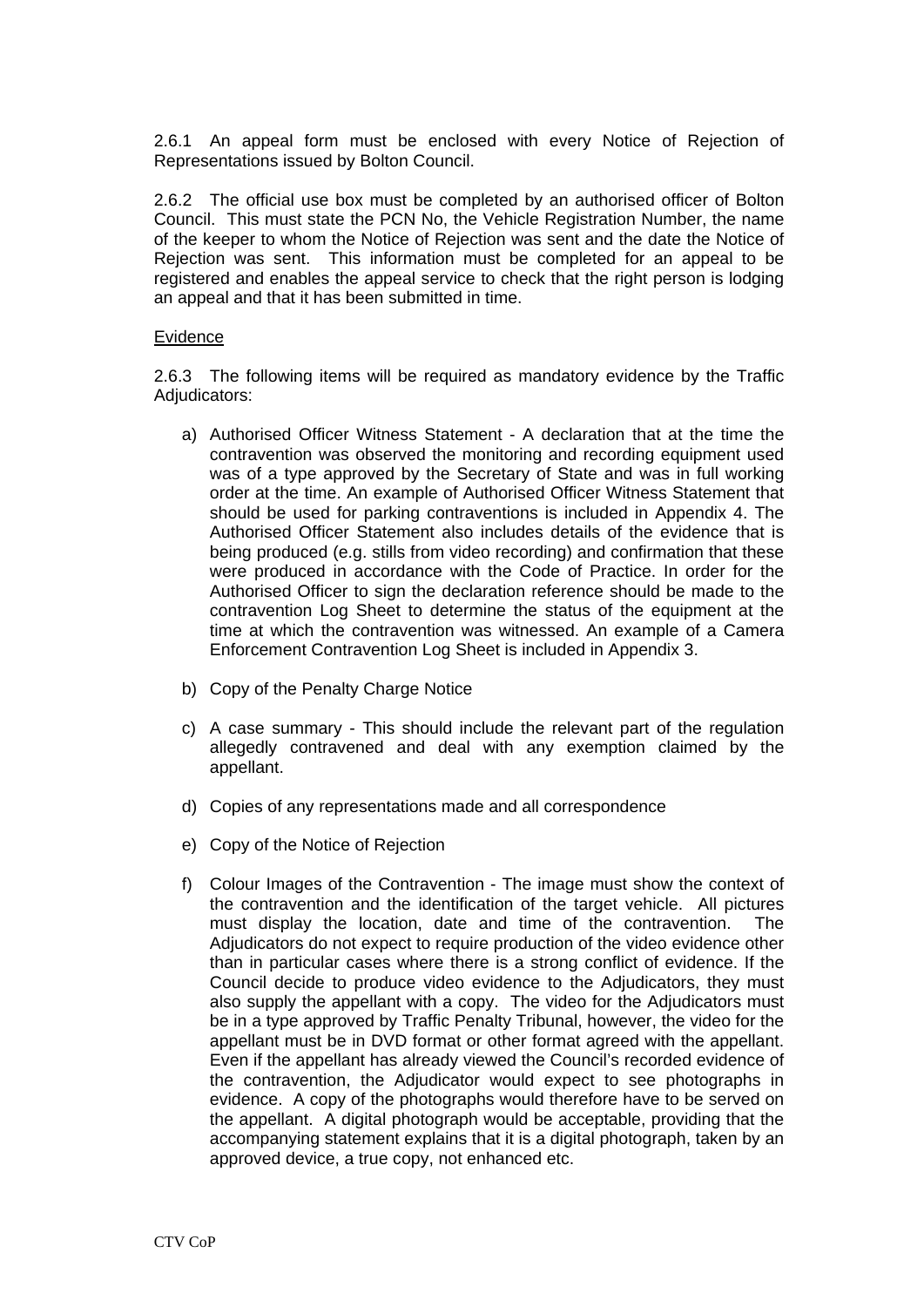2.6.1 An appeal form must be enclosed with every Notice of Rejection of Representations issued by Bolton Council.

2.6.2 The official use box must be completed by an authorised officer of Bolton Council. This must state the PCN No, the Vehicle Registration Number, the name of the keeper to whom the Notice of Rejection was sent and the date the Notice of Rejection was sent. This information must be completed for an appeal to be registered and enables the appeal service to check that the right person is lodging an appeal and that it has been submitted in time.

<u>Evidence</u>

2.6.3 The following items will be required as mandatory evidence by the Traffic Adjudicators:

a) Authorised Officer Witness Statement - A declaration that at the time the contravention was observed the monitoring and recording equipment used was of a type approved by the Secretary of State and was in full working order at the time. An example of Authorised Officer Witness Statement that should be used for parking contraventions is included in Appendix 4. The Authorised Officer Statement also includes details of the evidence that is being produced (e.g. stills from video recording) and confirmation that these were produced in accordance with the Code of Practice. In order for the Authorised Officer to sign the declaration reference should be made to the contravention Log Sheet to determine the status of the equipment at the time at which the contravention was witnessed. An example of a Camera Enforcement Contravention Log Sheet is included in Appendix 3.

b) Copy of the Penalty Charge Notice

c) A case summary - This should include the relevant part of the regulation allegedly contravened and deal with any exemption claimed by the appellant.

d) Copies of any representations made and all correspondence

e) Copy of the Notice of Rejection

f) Colour Images of the Contravention - The image must show the context of the contravention and the identification of the target vehicle. All pictures must display the location, date and time of the contravention. The Adjudicators do not expect to require production of the video evidence other than in particular cases where there is a strong conflict of evidence. If the Council decide to produce video evidence to the Adjudicators, they must also supply the appellant with a copy. The video for the Adjudicators must be in a type approved by Traffic Penalty Tribunal, however, the video for the appellant must be in DVD format or other format agreed with the appellant. Even if the appellant has already viewed the Council's recorded evidence of the contravention, the Adjudicator would expect to see photographs in evidence. A copy of the photographs would therefore have to be served on the appellant. A digital photograph would be acceptable, providing that the accompanying statement explains that it is a digital photograph, taken by an approved device, a true copy, not enhanced etc.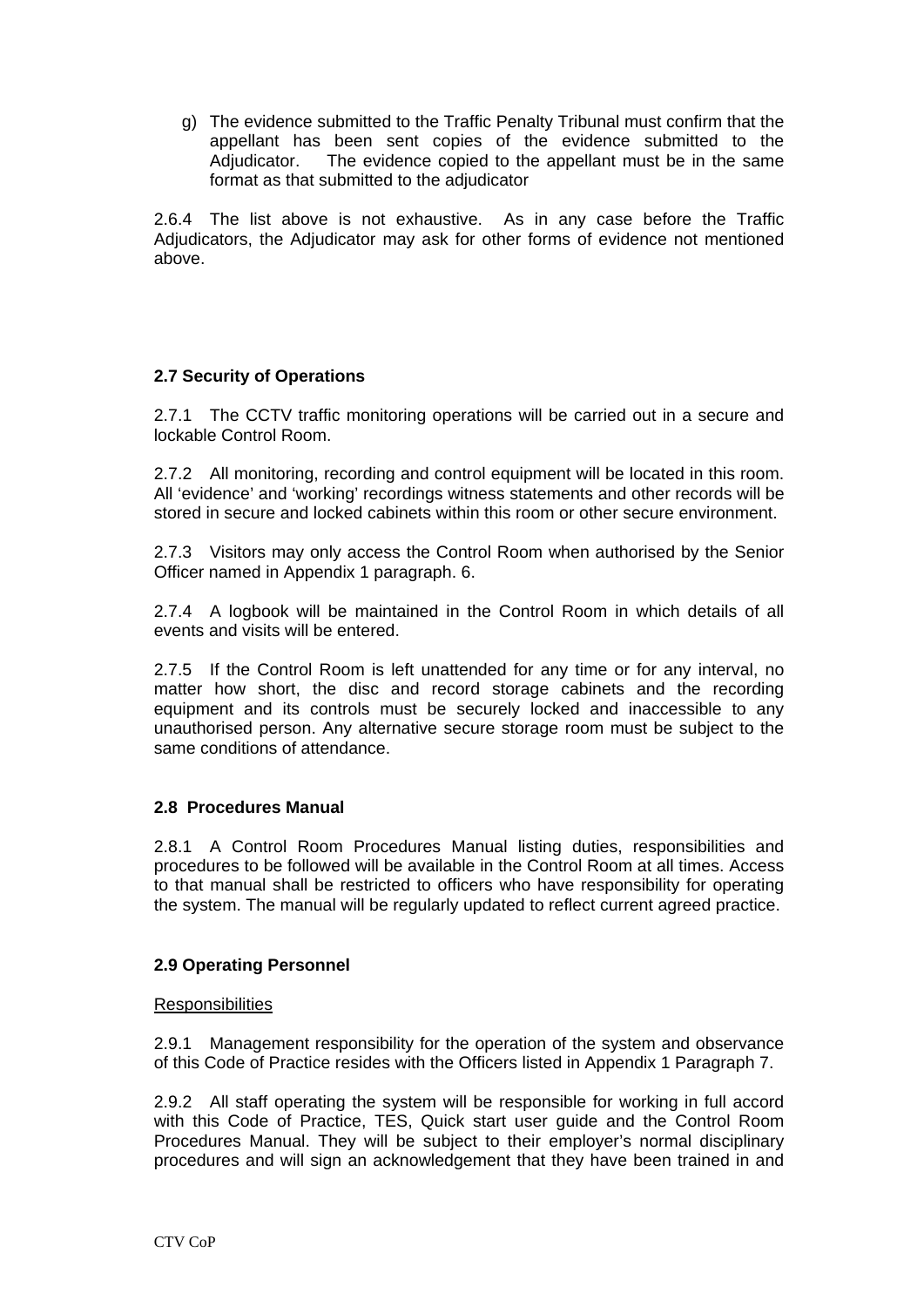g) The evidence submitted to the Traffic Penalty Tribunal must confirm that the appellant has been sent copies of the evidence submitted to the Adjudicator. The evidence copied to the appellant must be in the same format as that submitted to the adjudicator

2.6.4 The list above is not exhaustive. As in any case before the Traffic Adjudicators, the Adjudicator may ask for other forms of evidence not mentioned above.

**2.7 Security of Operations**

2.7.1 The CCTV traffic monitoring operations will be carried out in a secure and lockable Control Room.

2.7.2 All monitoring, recording and control equipment will be located in this room. All 'evidence' and 'working' recordings witness statements and other records will be stored in secure and locked cabinets within this room or other secure environment.

2.7.3 Visitors may only access the Control Room when authorised by the Senior Officer named in Appendix 1 paragraph. 6.

2.7.4 A logbook will be maintained in the Control Room in which details of all events and visits will be entered.

2.7.5 If the Control Room is left unattended for any time or for any interval, no matter how short, the disc and record storage cabinets and the recording equipment and its controls must be securely locked and inaccessible to any unauthorised person. Any alternative secure storage room must be subject to the same conditions of attendance.

**2.8 Procedures Manual**

2.8.1 A Control Room Procedures Manual listing duties, responsibilities and procedures to be followed will be available in the Control Room at all times. Access to that manual shall be restricted to officers who have responsibility for operating the system. The manual will be regularly updated to reflect current agreed practice.

**2.9 Operating Personnel**

Responsibilities

2.9.1 Management responsibility for the operation of the system and observance of this Code of Practice resides with the Officers listed in Appendix 1 Paragraph 7.

2.9.2 All staff operating the system will be responsible for working in full accord with this Code of Practice, TES, Quick start user guide and the Control Room Procedures Manual. They will be subject to their employer's normal disciplinary procedures and will sign an acknowledgement that they have been trained in and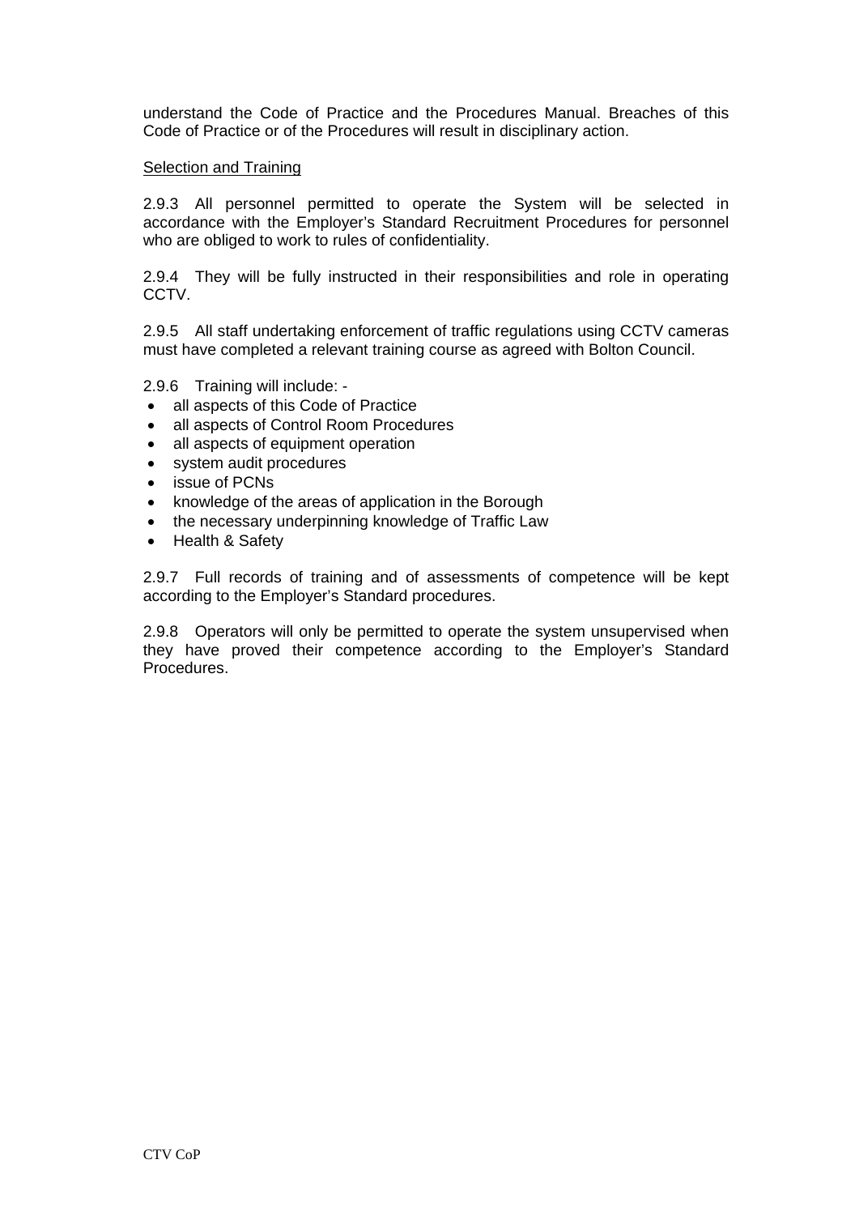understand the Code of Practice and the Procedures Manual. Breaches of this Code of Practice or of the Procedures will result in disciplinary action.

Selection and Training

2.9.3 All personnel permitted to operate the System will be selected in accordance with the Employer's Standard Recruitment Procedures for personnel who are obliged to work to rules of confidentiality.

2.9.4 They will be fully instructed in their responsibilities and role in operating CCTV.

2.9.5 All staff undertaking enforcement of traffic regulations using CCTV cameras must have completed a relevant training course as agreed with Bolton Council.

2.9.6 Training will include: -

- all aspects of this Code of Practice
- all aspects of Control Room Procedures
- all aspects of equipment operation
- system audit procedures
- issue of PCNs
- knowledge of the areas of application in the Borough
- the necessary underpinning knowledge of Traffic Law
- Health & Safety

2.9.7 Full records of training and of assessments of competence will be kept according to the Employer's Standard procedures.

2.9.8 Operators will only be permitted to operate the system unsupervised when they have proved their competence according to the Employer's Standard Procedures.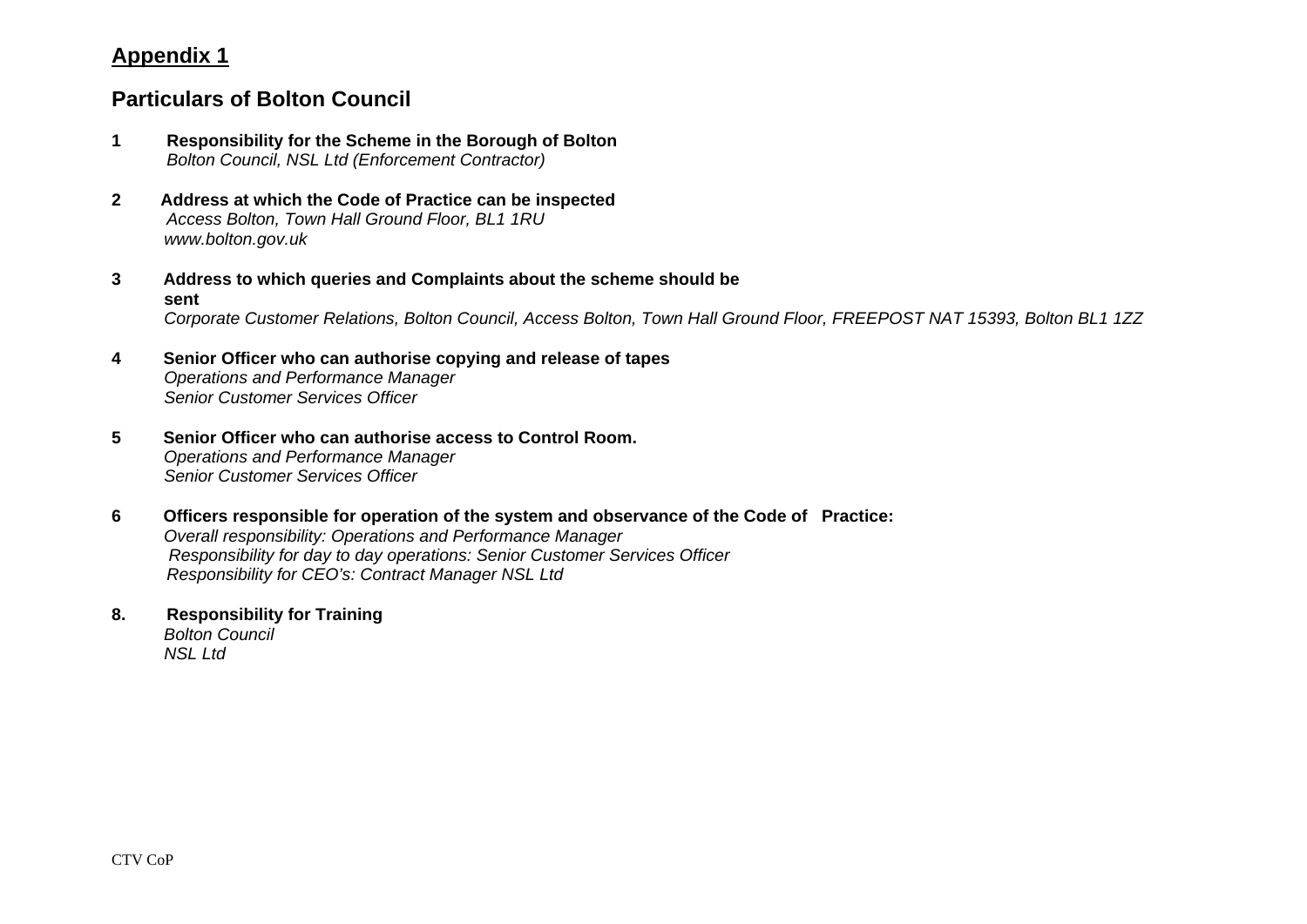## Appendix 1

### Particulars of Bolton Council

**1 Responsibility for the Scheme in the Borough of Bolton**
*Bolton Council, NSL Ltd (Enforcement Contractor)*

**2 Address at which the Code of Practice can be inspected**
*Access Bolton, Town Hall Ground Floor, BL1 1RU*
*www.bolton.gov.uk*

**3 Address to which queries and Complaints about the scheme should be sent**
*Corporate Customer Relations, Bolton Council, Access Bolton, Town Hall Ground Floor, FREEPOST NAT 15393, Bolton BL1 1ZZ*

**4 Senior Officer who can authorise copying and release of tapes**
*Operations and Performance Manager*
*Senior Customer Services Officer*

**5 Senior Officer who can authorise access to Control Room.**
*Operations and Performance Manager*
*Senior Customer Services Officer*

**6 Officers responsible for operation of the system and observance of the Code of Practice:**
*Overall responsibility: Operations and Performance Manager*
*Responsibility for day to day operations: Senior Customer Services Officer*
*Responsibility for CEO's: Contract Manager NSL Ltd*

**8. Responsibility for Training**
*Bolton Council*
*NSL Ltd*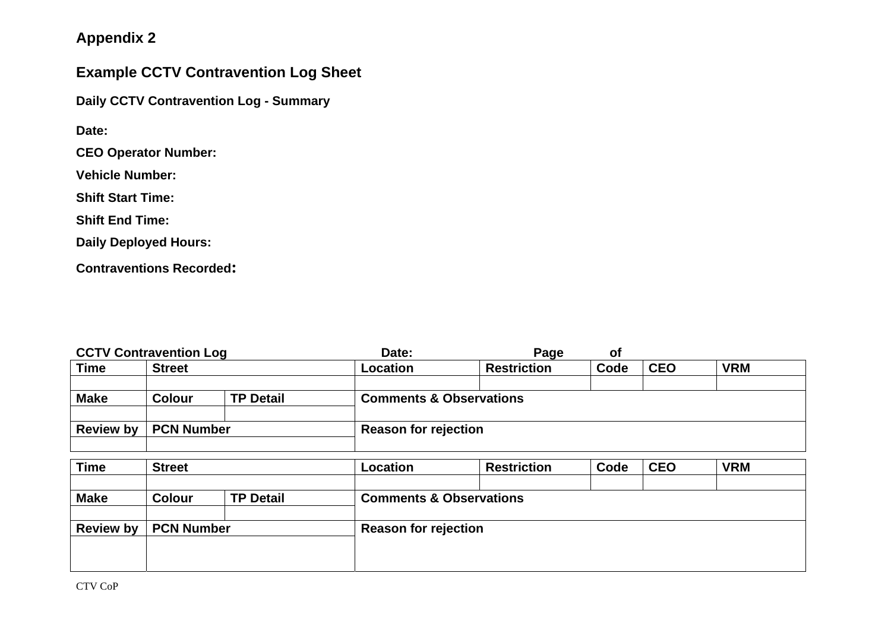**Appendix 2**

## Example CCTV Contravention Log Sheet

### Daily CCTV Contravention Log - Summary

**Date:**

**CEO Operator Number:**

**Vehicle Number:**

**Shift Start Time:**

**Shift End Time:**

**Daily Deployed Hours:**

**Contraventions Recorded:**

**CCTV Contravention Log** **Date:** **Page** **of**

| Time | Street | | Location | Restriction | Code | CEO | VRM |
|---|---|---|---|---|---|---|---|
| | | | | | | | |
| **Make** | **Colour** | **TP Detail** | **Comments & Observations** | | | | |
| | | | | | | | |
| **Review by** | **PCN Number** | | **Reason for rejection** | | | | |
| | | | | | | | |

| Time | Street | | Location | Restriction | Code | CEO | VRM |
|---|---|---|---|---|---|---|---|
| | | | | | | | |
| **Make** | **Colour** | **TP Detail** | **Comments & Observations** | | | | |
| | | | | | | | |
| **Review by** | **PCN Number** | | **Reason for rejection** | | | | |
| | | | | | | | |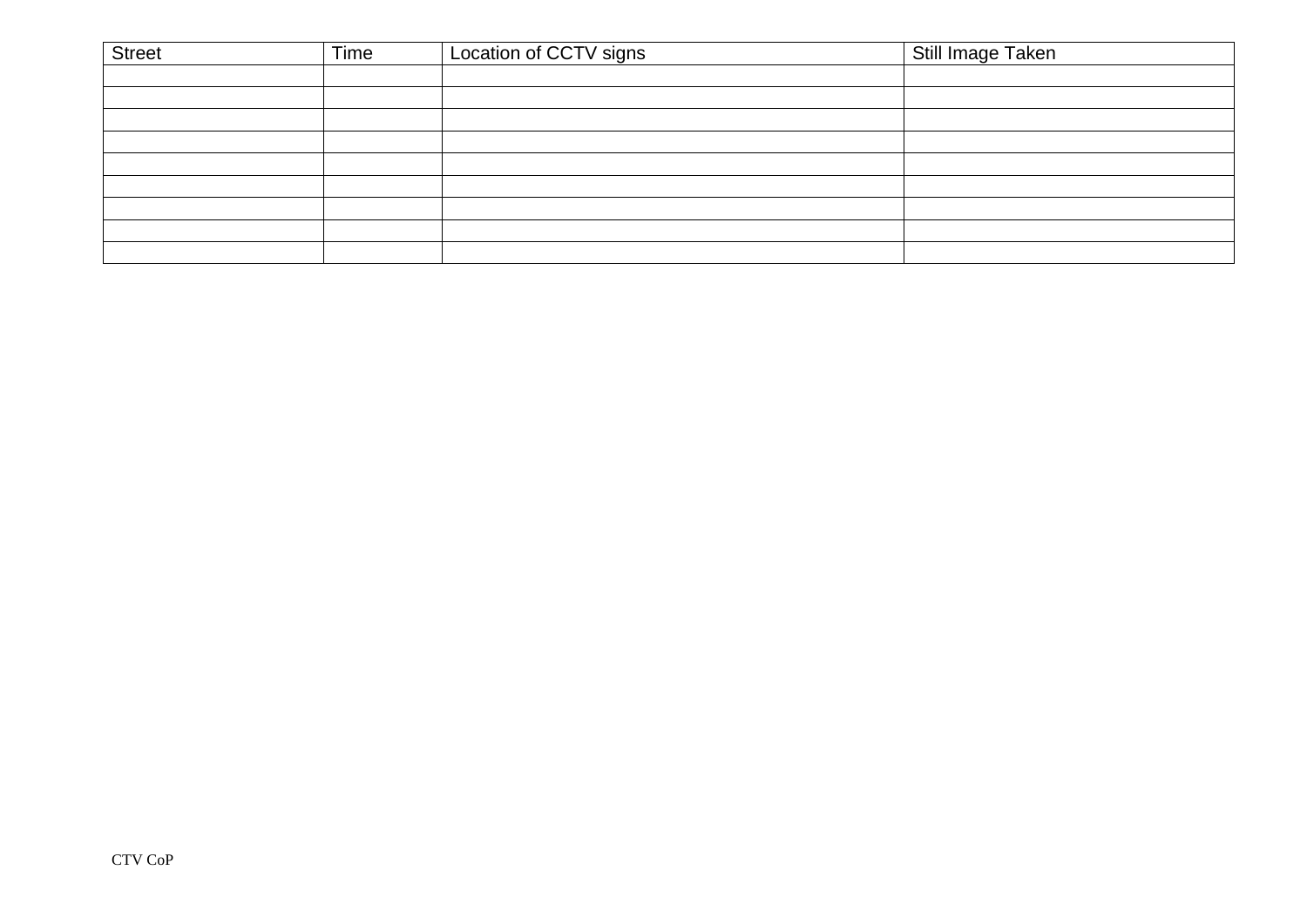| Street | Time | Location of CCTV signs | Still Image Taken |
|---|---|---|---|
| | | | |
| | | | |
| | | | |
| | | | |
| | | | |
| | | | |
| | | | |
| | | | |
| | | | |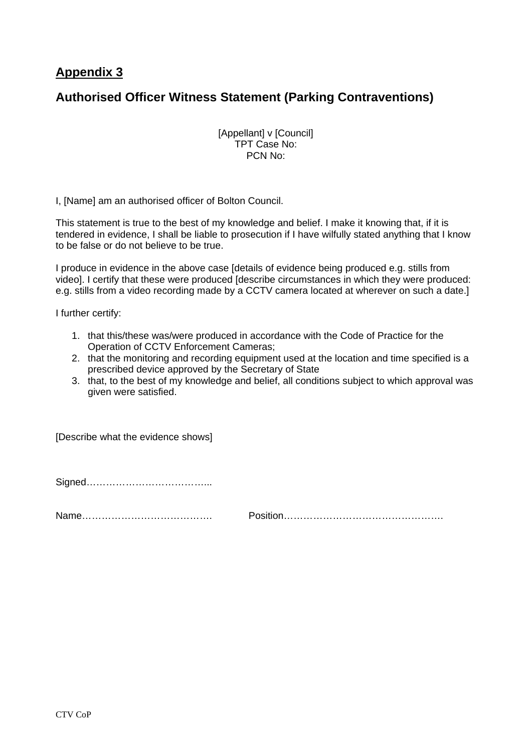## Appendix 3

## Authorised Officer Witness Statement (Parking Contraventions)

[Appellant] v [Council]
TPT Case No:
PCN No:

I, [Name] am an authorised officer of Bolton Council.

This statement is true to the best of my knowledge and belief. I make it knowing that, if it is tendered in evidence, I shall be liable to prosecution if I have wilfully stated anything that I know to be false or do not believe to be true.

I produce in evidence in the above case [details of evidence being produced e.g. stills from video]. I certify that these were produced [describe circumstances in which they were produced: e.g. stills from a video recording made by a CCTV camera located at wherever on such a date.]

I further certify:

1. that this/these was/were produced in accordance with the Code of Practice for the Operation of CCTV Enforcement Cameras;
2. that the monitoring and recording equipment used at the location and time specified is a prescribed device approved by the Secretary of State
3. that, to the best of my knowledge and belief, all conditions subject to which approval was given were satisfied.

[Describe what the evidence shows]

Signed………………………………..

Name…………………………………. Position………………………………………….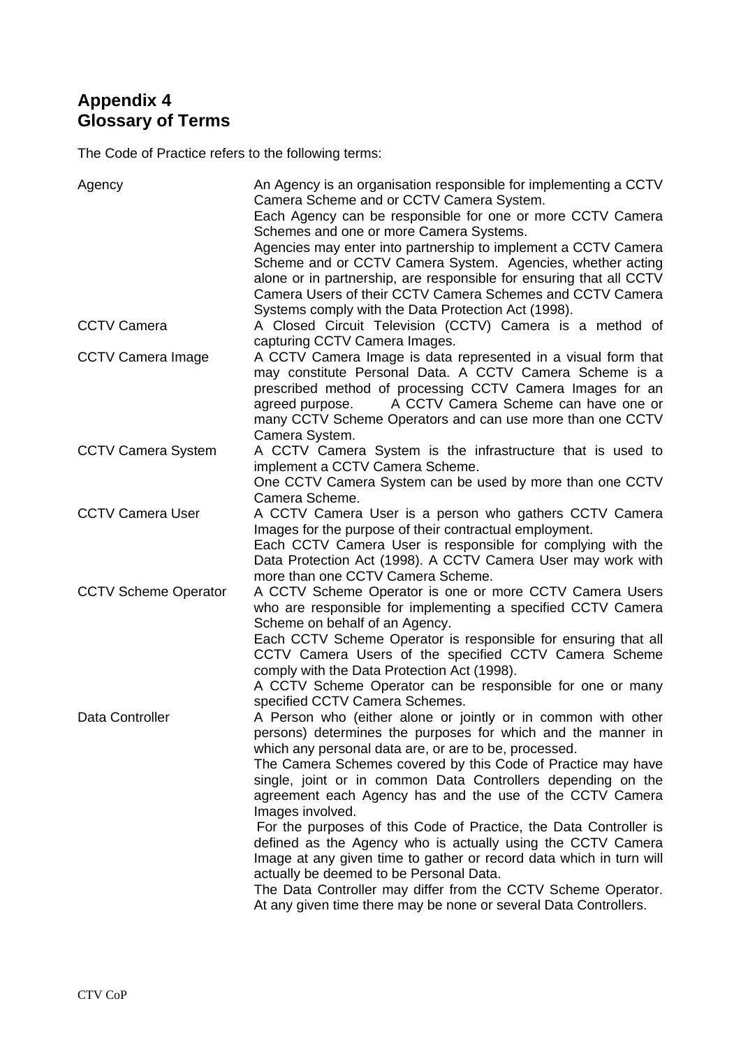# Appendix 4
# Glossary of Terms

The Code of Practice refers to the following terms:

| Term | Definition |
|---|---|
| Agency | An Agency is an organisation responsible for implementing a CCTV Camera Scheme and or CCTV Camera System.<br>Each Agency can be responsible for one or more CCTV Camera Schemes and one or more Camera Systems.<br>Agencies may enter into partnership to implement a CCTV Camera Scheme and or CCTV Camera System. Agencies, whether acting alone or in partnership, are responsible for ensuring that all CCTV Camera Users of their CCTV Camera Schemes and CCTV Camera Systems comply with the Data Protection Act (1998). |
| CCTV Camera | A Closed Circuit Television (CCTV) Camera is a method of capturing CCTV Camera Images. |
| CCTV Camera Image | A CCTV Camera Image is data represented in a visual form that may constitute Personal Data. A CCTV Camera Scheme is a prescribed method of processing CCTV Camera Images for an agreed purpose. A CCTV Camera Scheme can have one or many CCTV Scheme Operators and can use more than one CCTV Camera System. |
| CCTV Camera System | A CCTV Camera System is the infrastructure that is used to implement a CCTV Camera Scheme.<br>One CCTV Camera System can be used by more than one CCTV Camera Scheme. |
| CCTV Camera User | A CCTV Camera User is a person who gathers CCTV Camera Images for the purpose of their contractual employment.<br>Each CCTV Camera User is responsible for complying with the Data Protection Act (1998). A CCTV Camera User may work with more than one CCTV Camera Scheme. |
| CCTV Scheme Operator | A CCTV Scheme Operator is one or more CCTV Camera Users who are responsible for implementing a specified CCTV Camera Scheme on behalf of an Agency.<br>Each CCTV Scheme Operator is responsible for ensuring that all CCTV Camera Users of the specified CCTV Camera Scheme comply with the Data Protection Act (1998).<br>A CCTV Scheme Operator can be responsible for one or many specified CCTV Camera Schemes. |
| Data Controller | A Person who (either alone or jointly or in common with other persons) determines the purposes for which and the manner in which any personal data are, or are to be, processed.<br>The Camera Schemes covered by this Code of Practice may have single, joint or in common Data Controllers depending on the agreement each Agency has and the use of the CCTV Camera Images involved.<br>For the purposes of this Code of Practice, the Data Controller is defined as the Agency who is actually using the CCTV Camera Image at any given time to gather or record data which in turn will actually be deemed to be Personal Data.<br>The Data Controller may differ from the CCTV Scheme Operator. At any given time there may be none or several Data Controllers. |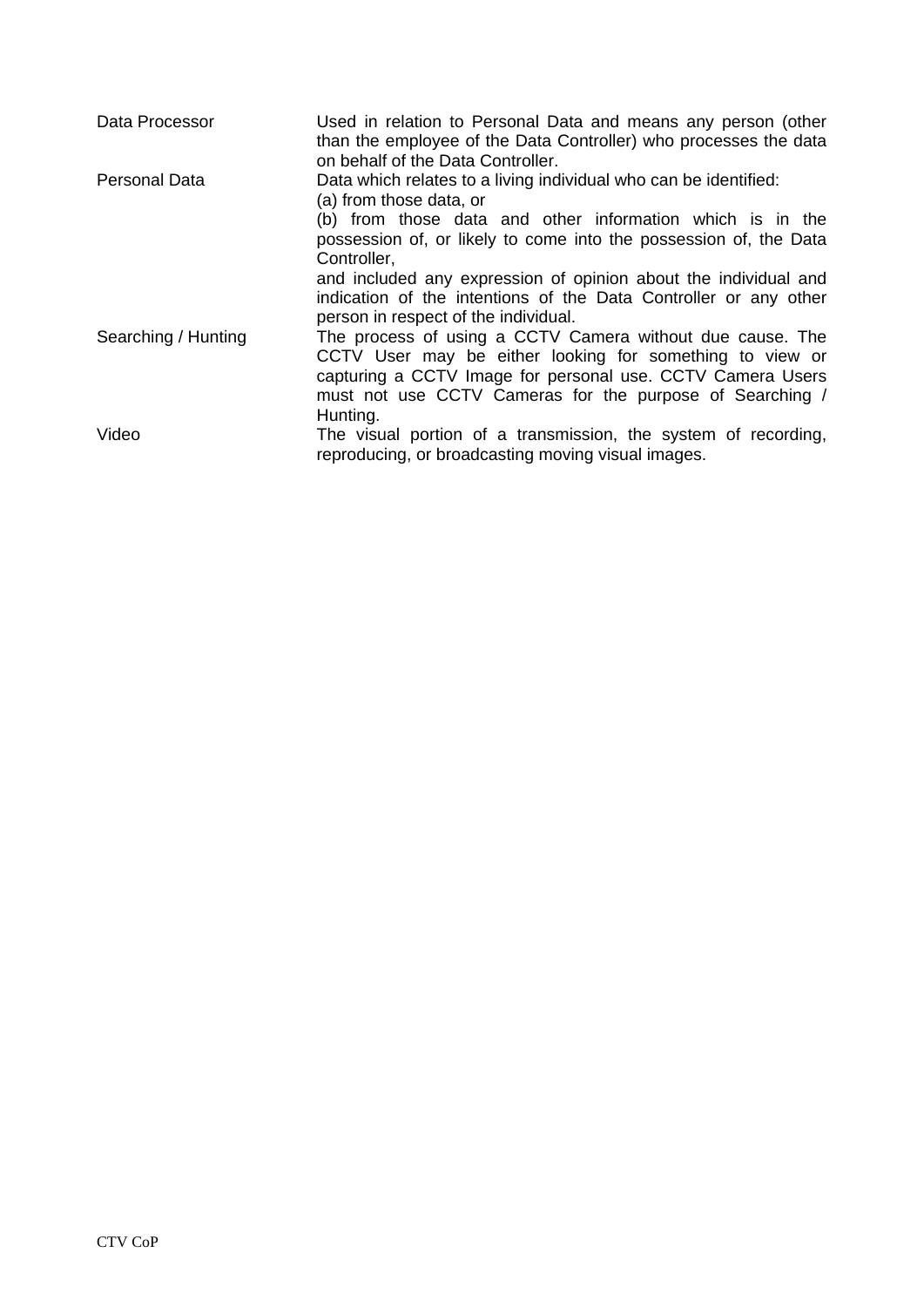| | |
|---|---|
| Data Processor | Used in relation to Personal Data and means any person (other than the employee of the Data Controller) who processes the data on behalf of the Data Controller. |
| Personal Data | Data which relates to a living individual who can be identified:<br>(a) from those data, or<br>(b) from those data and other information which is in the possession of, or likely to come into the possession of, the Data Controller,<br>and included any expression of opinion about the individual and indication of the intentions of the Data Controller or any other person in respect of the individual. |
| Searching / Hunting | The process of using a CCTV Camera without due cause. The CCTV User may be either looking for something to view or capturing a CCTV Image for personal use. CCTV Camera Users must not use CCTV Cameras for the purpose of Searching / Hunting. |
| Video | The visual portion of a transmission, the system of recording, reproducing, or broadcasting moving visual images. |